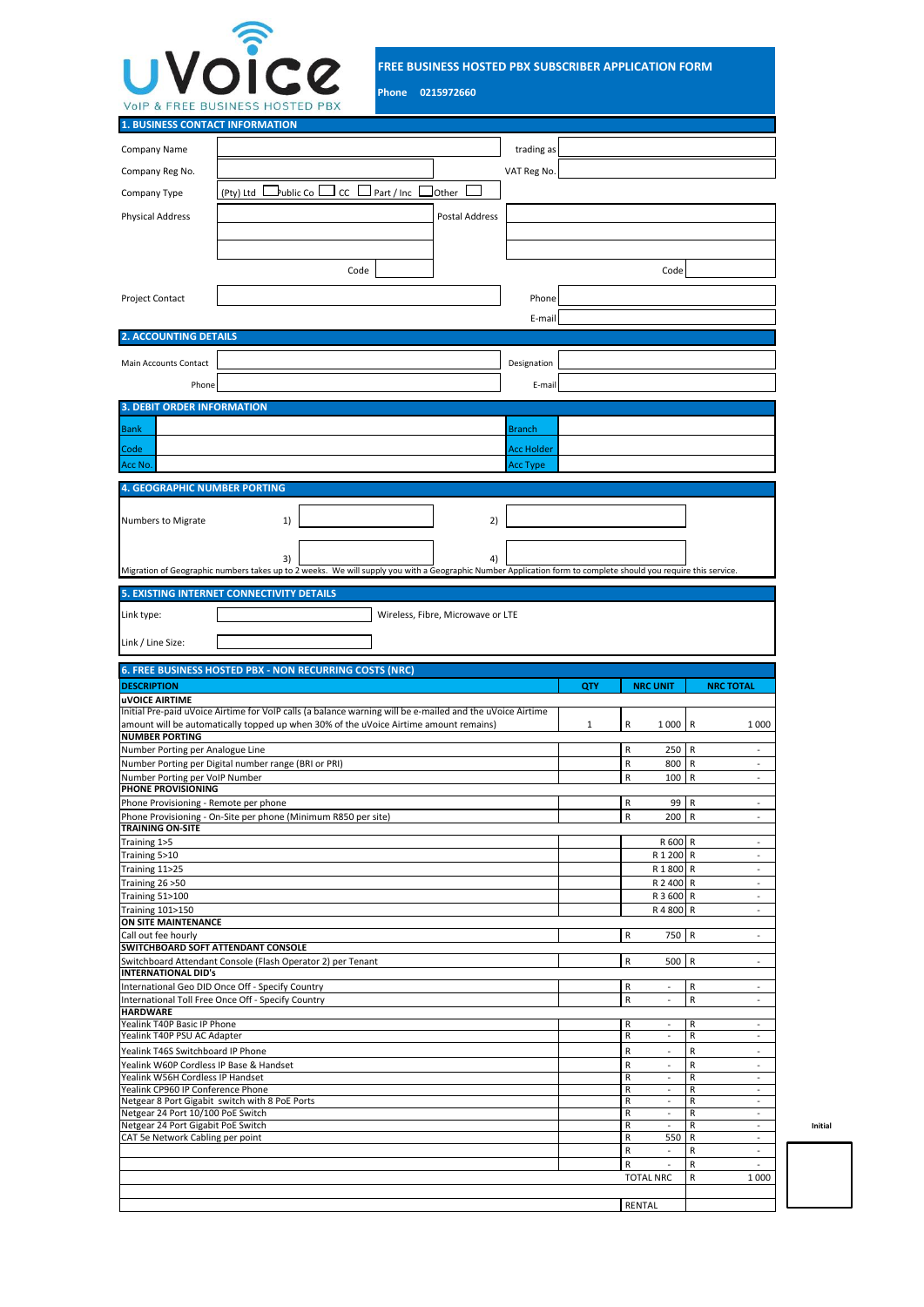uVoice
VoIP & FREE BUSINESS HOSTED PBX

**FREE BUSINESS HOSTED PBX SUBSCRIBER APPLICATION FORM**

**Phone** 0215972660

## 1. BUSINESS CONTACT INFORMATION

| | | | |
|---|---|---|---|
| Company Name | | trading as | |
| Company Reg No. | | VAT Reg No. | |
| Company Type | (Pty) Ltd ☐ Public Co ☐ CC ☐ Part / Inc ☐ Other ☐ | | |
| Physical Address | | Postal Address | |
| | Code | | Code |
| Project Contact | | Phone | |
| | | E-mail | |

## 2. ACCOUNTING DETAILS

| | | | |
|---|---|---|---|
| Main Accounts Contact | | Designation | |
| Phone | | E-mail | |

## 3. DEBIT ORDER INFORMATION

| | | | |
|---|---|---|---|
| Bank | | Branch | |
| Code | | Acc Holder | |
| Acc No. | | Acc Type | |

## 4. GEOGRAPHIC NUMBER PORTING

| | | | |
|---|---|---|---|
| Numbers to Migrate | 1) | 2) | |
| | 3) | 4) | |

Migration of Geographic numbers takes up to 2 weeks. We will supply you with a Geographic Number Application form to complete should you require this service.

## 5. EXISTING INTERNET CONNECTIVITY DETAILS

| | | |
|---|---|---|
| Link type: | | Wireless, Fibre, Microwave or LTE |
| Link / Line Size: | | |

## 6. FREE BUSINESS HOSTED PBX - NON RECURRING COSTS (NRC)

| DESCRIPTION | QTY | NRC UNIT | NRC TOTAL |
|---|---|---|---|
| **uVOICE AIRTIME** | | | |
| Initial Pre-paid uVoice Airtime for VoIP calls (a balance warning will be e-mailed and the uVoice Airtime amount will be automatically topped up when 30% of the uVoice Airtime amount remains) | 1 | R 1 000 | R 1 000 |
| **NUMBER PORTING** | | | |
| Number Porting per Analogue Line | | R 250 | R - |
| Number Porting per Digital number range (BRI or PRI) | | R 800 | R - |
| Number Porting per VoIP Number | | R 100 | R - |
| **PHONE PROVISIONING** | | | |
| Phone Provisioning - Remote per phone | | R 99 | R - |
| Phone Provisioning - On-Site per phone (Minimum R850 per site) | | R 200 | R - |
| **TRAINING ON-SITE** | | | |
| Training 1>5 | | R 600 | R - |
| Training 5>10 | | R 1 200 | R - |
| Training 11>25 | | R 1 800 | R - |
| Training 26 >50 | | R 2 400 | R - |
| Training 51>100 | | R 3 600 | R - |
| Training 101>150 | | R 4 800 | R - |
| **ON SITE MAINTENANCE** | | | |
| Call out fee hourly | | R 750 | R - |
| **SWITCHBOARD SOFT ATTENDANT CONSOLE** | | | |
| Switchboard Attendant Console (Flash Operator 2) per Tenant | | R 500 | R - |
| **INTERNATIONAL DID's** | | | |
| International Geo DID Once Off - Specify Country | | R - | R - |
| International Toll Free Once Off - Specify Country | | R - | R - |
| **HARDWARE** | | | |
| Yealink T40P Basic IP Phone | | R - | R - |
| Yealink T40P PSU AC Adapter | | R - | R - |
| Yealink T46S Switchboard IP Phone | | R - | R - |
| Yealink W60P Cordless IP Base & Handset | | R - | R - |
| Yealink W56H Cordless IP Handset | | R - | R - |
| Yealink CP960 IP Conference Phone | | R - | R - |
| Netgear 8 Port Gigabit switch with 8 PoE Ports | | R - | R - |
| Netgear 24 Port 10/100 PoE Switch | | R - | R - |
| Netgear 24 Port Gigabit PoE Switch | | R - | R - |
| CAT 5e Network Cabling per point | | R 550 | R - |
| | | R - | R - |
| | | R - | R - |
| | | TOTAL NRC | R 1 000 |
| | | | |
| | | RENTAL | |

Initial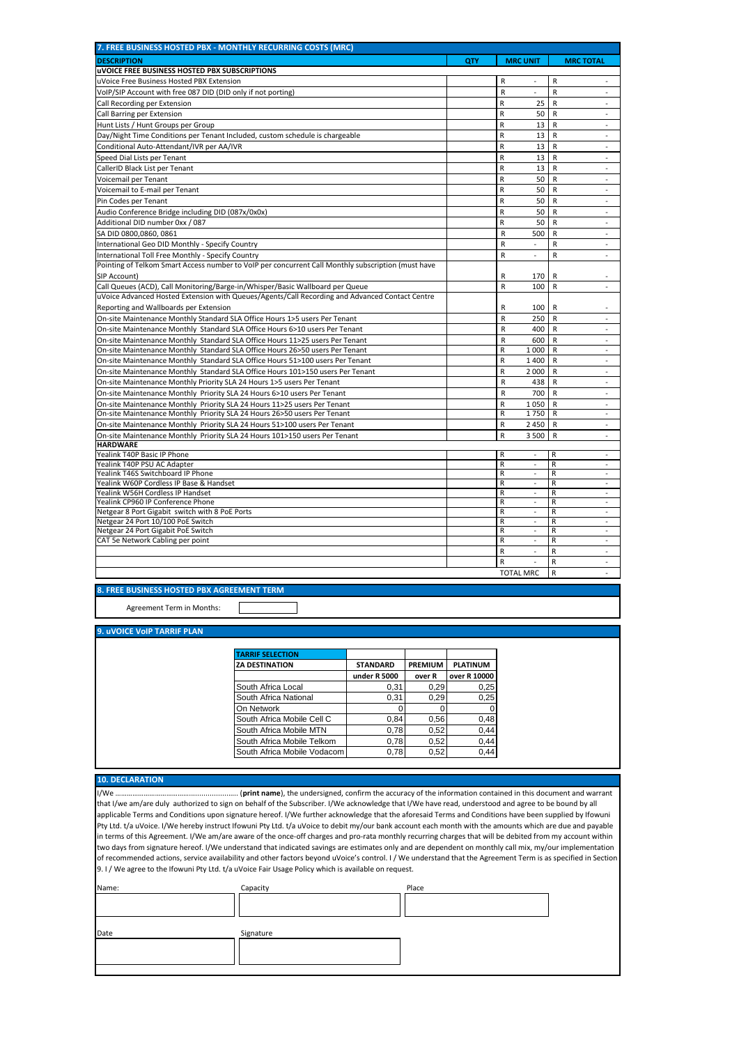## 7. FREE BUSINESS HOSTED PBX - MONTHLY RECURRING COSTS (MRC)

| DESCRIPTION | QTY | MRC UNIT | MRC TOTAL |
|---|---|---|---|
| **uVOICE FREE BUSINESS HOSTED PBX SUBSCRIPTIONS** | | | |
| uVoice Free Business Hosted PBX Extension | | R - | R - |
| VoIP/SIP Account with free 087 DID (DID only if not porting) | | R - | R - |
| Call Recording per Extension | | R 25 | R - |
| Call Barring per Extension | | R 50 | R - |
| Hunt Lists / Hunt Groups per Group | | R 13 | R - |
| Day/Night Time Conditions per Tenant Included, custom schedule is chargeable | | R 13 | R - |
| Conditional Auto-Attendant/IVR per AA/IVR | | R 13 | R - |
| Speed Dial Lists per Tenant | | R 13 | R - |
| CallerID Black List per Tenant | | R 13 | R - |
| Voicemail per Tenant | | R 50 | R - |
| Voicemail to E-mail per Tenant | | R 50 | R - |
| Pin Codes per Tenant | | R 50 | R - |
| Audio Conference Bridge including DID (087x/0x0x) | | R 50 | R - |
| Additional DID number 0xx / 087 | | R 50 | R - |
| SA DID 0800,0860, 0861 | | R 500 | R - |
| International Geo DID Monthly - Specify Country | | R - | R - |
| International Toll Free Monthly - Specify Country | | R - | R - |
| Pointing of Telkom Smart Access number to VoIP per concurrent Call Monthly subscription (must have SIP Account) | | R 170 | R - |
| Call Queues (ACD), Call Monitoring/Barge-in/Whisper/Basic Wallboard per Queue | | R 100 | R - |
| uVoice Advanced Hosted Extension with Queues/Agents/Call Recording and Advanced Contact Centre Reporting and Wallboards per Extension | | R 100 | R - |
| On-site Maintenance Monthly Standard SLA Office Hours 1>5 users Per Tenant | | R 250 | R - |
| On-site Maintenance Monthly Standard SLA Office Hours 6>10 users Per Tenant | | R 400 | R - |
| On-site Maintenance Monthly Standard SLA Office Hours 11>25 users Per Tenant | | R 600 | R - |
| On-site Maintenance Monthly Standard SLA Office Hours 26>50 users Per Tenant | | R 1 000 | R - |
| On-site Maintenance Monthly Standard SLA Office Hours 51>100 users Per Tenant | | R 1 400 | R - |
| On-site Maintenance Monthly Standard SLA Office Hours 101>150 users Per Tenant | | R 2 000 | R - |
| On-site Maintenance Monthly Priority SLA 24 Hours 1>5 users Per Tenant | | R 438 | R - |
| On-site Maintenance Monthly Priority SLA 24 Hours 6>10 users Per Tenant | | R 700 | R - |
| On-site Maintenance Monthly Priority SLA 24 Hours 11>25 users Per Tenant | | R 1 050 | R - |
| On-site Maintenance Monthly Priority SLA 24 Hours 26>50 users Per Tenant | | R 1 750 | R - |
| On-site Maintenance Monthly Priority SLA 24 Hours 51>100 users Per Tenant | | R 2 450 | R - |
| On-site Maintenance Monthly Priority SLA 24 Hours 101>150 users Per Tenant | | R 3 500 | R - |
| **HARDWARE** | | | |
| Yealink T40P Basic IP Phone | | R - | R - |
| Yealink T40P PSU AC Adapter | | R - | R - |
| Yealink T46S Switchboard IP Phone | | R - | R - |
| Yealink W60P Cordless IP Base & Handset | | R - | R - |
| Yealink W56H Cordless IP Handset | | R - | R - |
| Yealink CP960 IP Conference Phone | | R - | R - |
| Netgear 8 Port Gigabit switch with 8 PoE Ports | | R - | R - |
| Netgear 24 Port 10/100 PoE Switch | | R - | R - |
| Netgear 24 Port Gigabit PoE Switch | | R - | R - |
| CAT 5e Network Cabling per point | | R - | R - |
| | | R - | R - |
| | | R - | R - |
| | | TOTAL MRC | R - |

## 8. FREE BUSINESS HOSTED PBX AGREEMENT TERM

Agreement Term in Months:

## 9. uVOICE VoIP TARRIF PLAN

| TARRIF SELECTION | | | |
|---|---|---|---|
| **ZA DESTINATION** | **STANDARD** | **PREMIUM** | **PLATINUM** |
| | **under R 5000** | **over R** | **over R 10000** |
| South Africa Local | 0,31 | 0,29 | 0,25 |
| South Africa National | 0,31 | 0,29 | 0,25 |
| On Network | 0 | 0 | 0 |
| South Africa Mobile Cell C | 0,84 | 0,56 | 0,48 |
| South Africa Mobile MTN | 0,78 | 0,52 | 0,44 |
| South Africa Mobile Telkom | 0,78 | 0,52 | 0,44 |
| South Africa Mobile Vodacom | 0,78 | 0,52 | 0,44 |

## 10. DECLARATION

I/We ............................................................... (**print name**), the undersigned, confirm the accuracy of the information contained in this document and warrant that I/we am/are duly authorized to sign on behalf of the Subscriber. I/We acknowledge that I/We have read, understood and agree to be bound by all applicable Terms and Conditions upon signature hereof. I/We further acknowledge that the aforesaid Terms and Conditions have been supplied by Ifowuni Pty Ltd. t/a uVoice. I/We hereby instruct Ifowuni Pty Ltd. t/a uVoice to debit my/our bank account each month with the amounts which are due and payable in terms of this Agreement. I/We am/are aware of the once-off charges and pro-rata monthly recurring charges that will be debited from my account within two days from signature hereof. I/We understand that indicated savings are estimates only and are dependent on monthly call mix, my/our implementation of recommended actions, service availability and other factors beyond uVoice's control. I / We understand that the Agreement Term is as specified in Section 9. I / We agree to the Ifowuni Pty Ltd. t/a uVoice Fair Usage Policy which is available on request.

Name:

Capacity

Place

Date

Signature